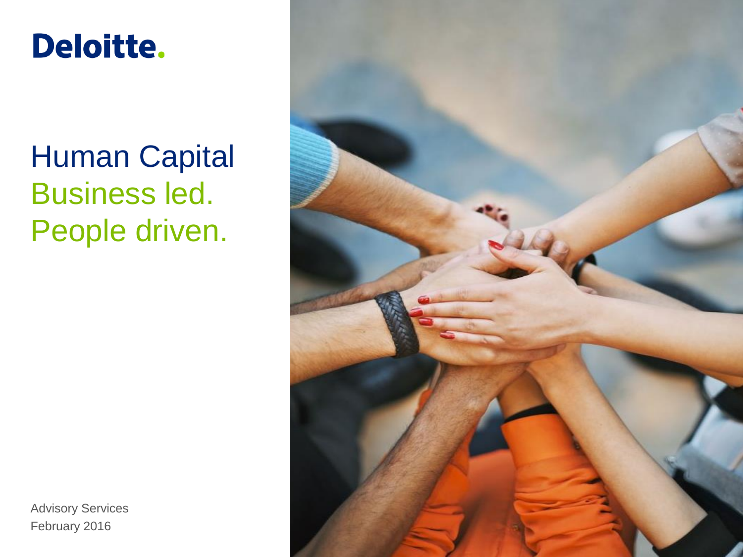Deloitte.

# Human Capital
## Business led.
## People driven.

Advisory Services
February 2016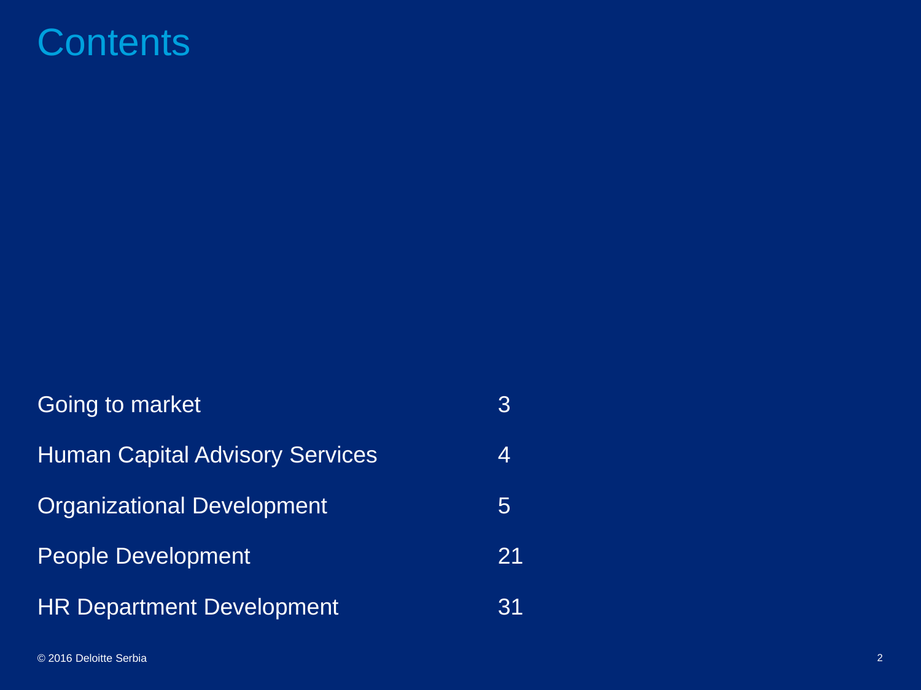# Contents

| | |
|---|---|
| Going to market | 3 |
| Human Capital Advisory Services | 4 |
| Organizational Development | 5 |
| People Development | 21 |
| HR Department Development | 31 |

© 2016 Deloitte Serbia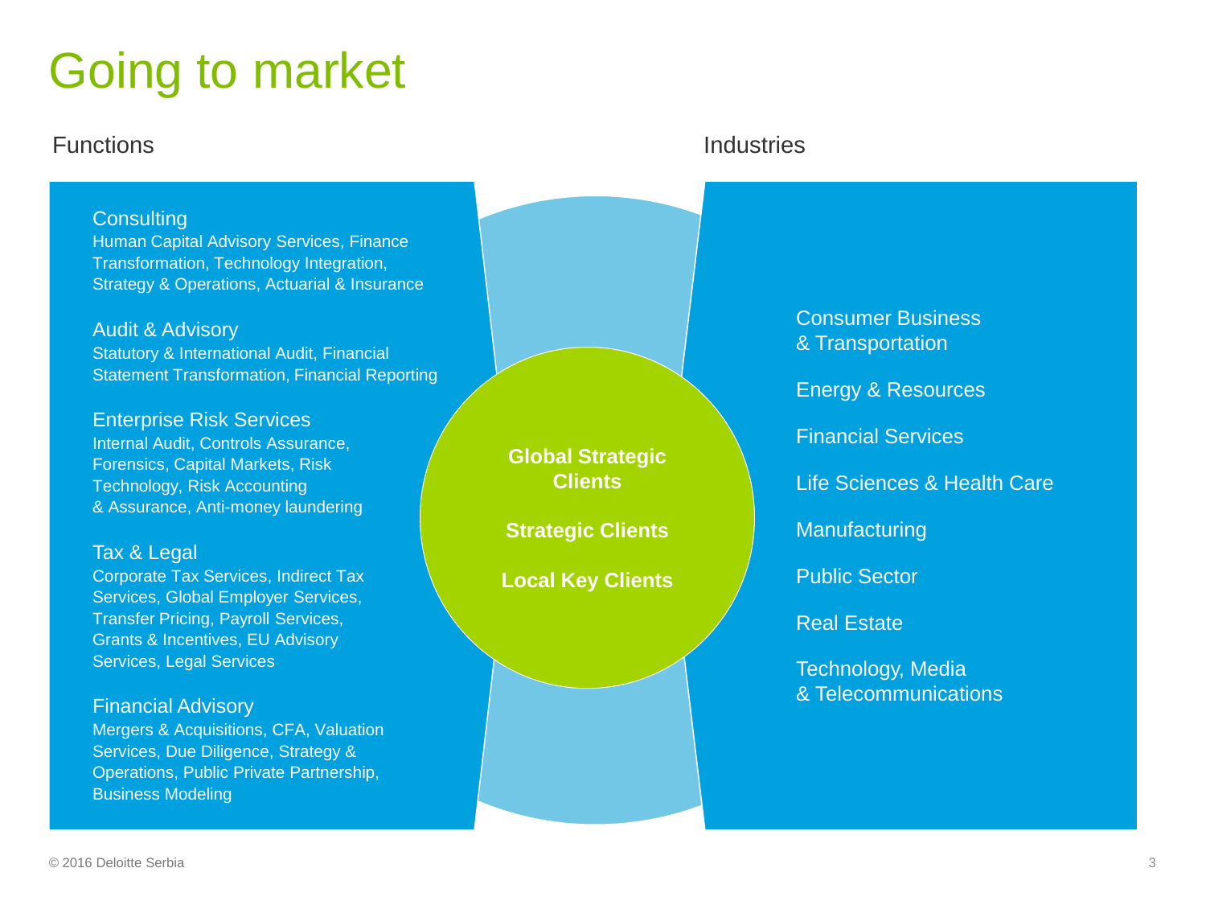# Going to market

## Functions

### Consulting

Human Capital Advisory Services, Finance Transformation, Technology Integration, Strategy & Operations, Actuarial & Insurance

### Audit & Advisory

Statutory & International Audit, Financial Statement Transformation, Financial Reporting

### Enterprise Risk Services

Internal Audit, Controls Assurance, Forensics, Capital Markets, Risk Technology, Risk Accounting & Assurance, Anti-money laundering

### Tax & Legal

Corporate Tax Services, Indirect Tax Services, Global Employer Services, Transfer Pricing, Payroll Services, Grants & Incentives, EU Advisory Services, Legal Services

### Financial Advisory

Mergers & Acquisitions, CFA, Valuation Services, Due Diligence, Strategy & Operations, Public Private Partnership, Business Modeling

**Global Strategic Clients**

**Strategic Clients**

**Local Key Clients**

## Industries

- Consumer Business & Transportation
- Energy & Resources
- Financial Services
- Life Sciences & Health Care
- Manufacturing
- Public Sector
- Real Estate
- Technology, Media & Telecommunications

© 2016 Deloitte Serbia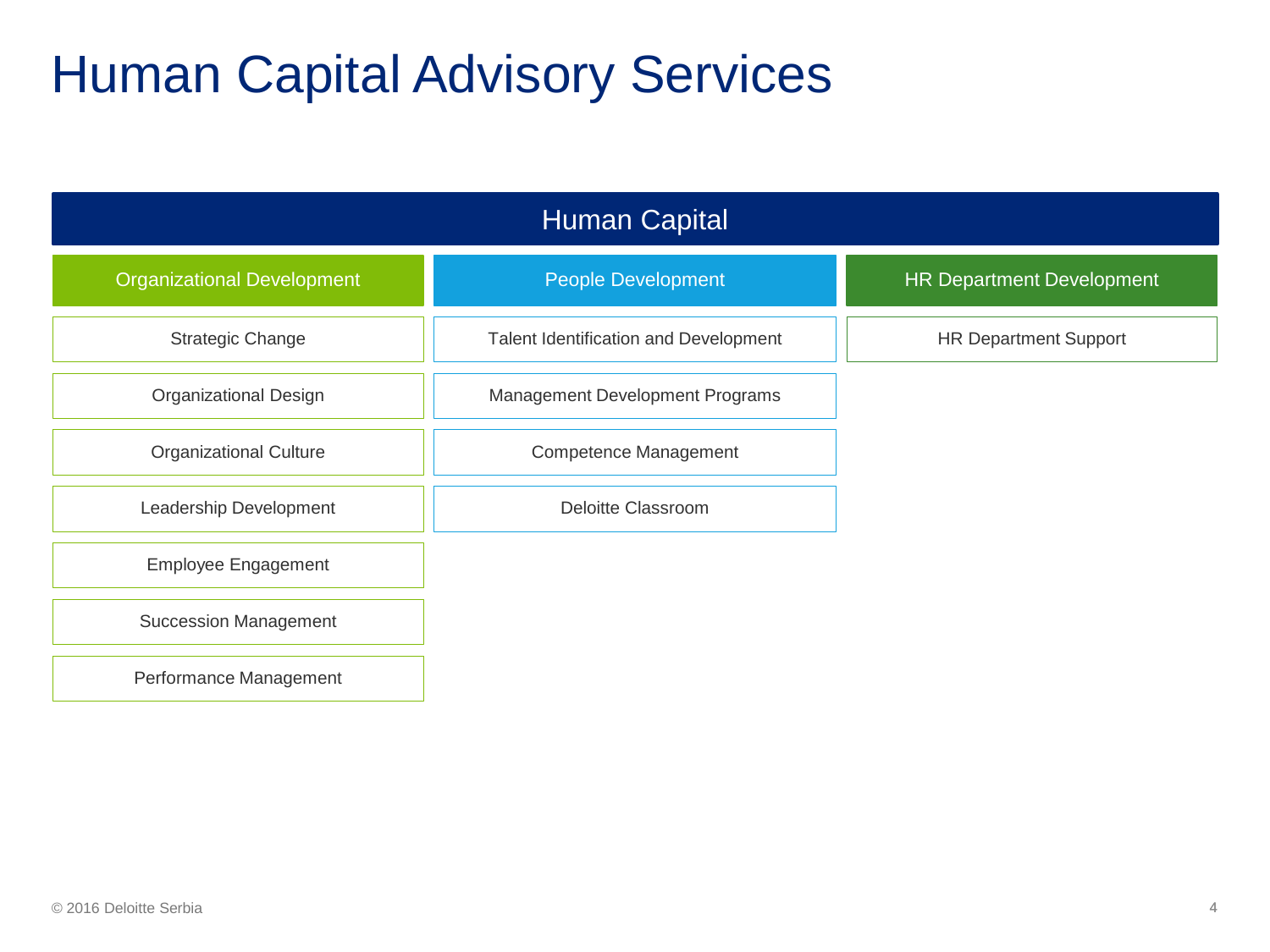# Human Capital Advisory Services

## Human Capital

| Organizational Development | People Development | HR Department Development |
| --- | --- | --- |
| Strategic Change | Talent Identification and Development | HR Department Support |
| Organizational Design | Management Development Programs | |
| Organizational Culture | Competence Management | |
| Leadership Development | Deloitte Classroom | |
| Employee Engagement | | |
| Succession Management | | |
| Performance Management | | |

© 2016 Deloitte Serbia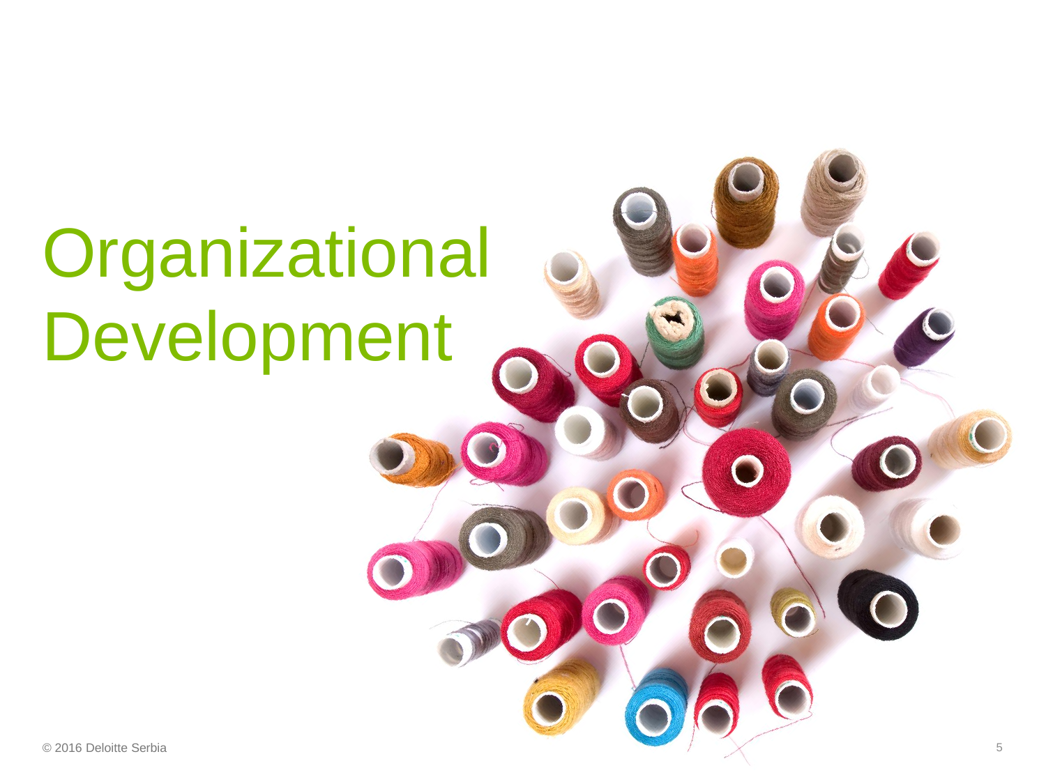# Organizational Development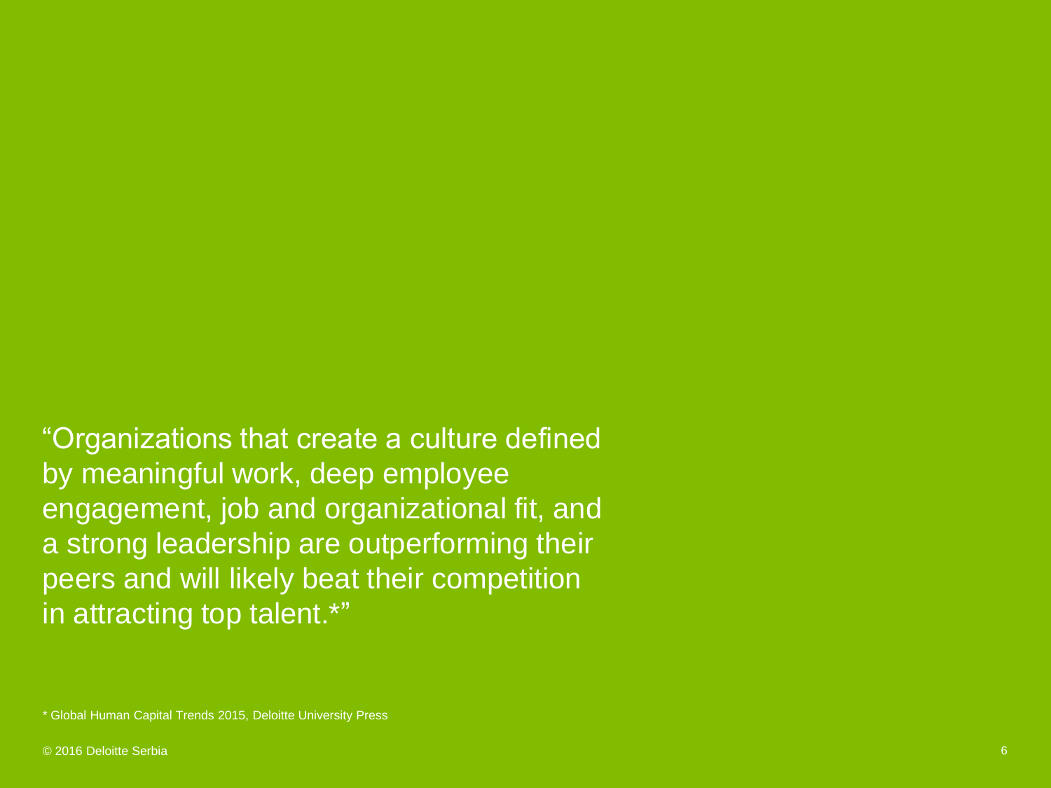"Organizations that create a culture defined by meaningful work, deep employee engagement, job and organizational fit, and a strong leadership are outperforming their peers and will likely beat their competition in attracting top talent.*"

* Global Human Capital Trends 2015, Deloitte University Press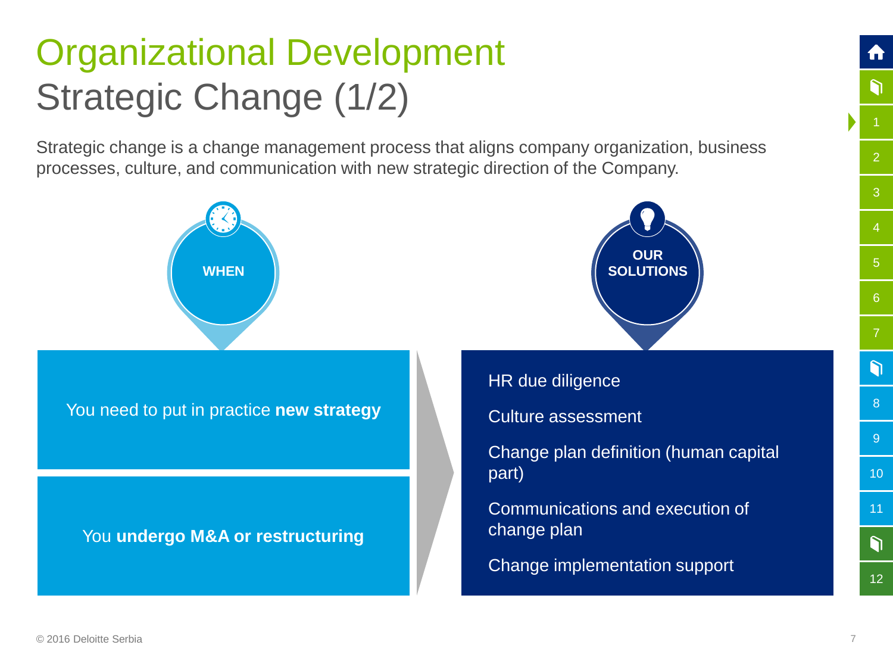# Organizational Development

## Strategic Change (1/2)

Strategic change is a change management process that aligns company organization, business processes, culture, and communication with new strategic direction of the Company.

### WHEN

- You need to put in practice **new strategy**
- You **undergo M&A or restructuring**

### OUR SOLUTIONS

- HR due diligence
- Culture assessment
- Change plan definition (human capital part)
- Communications and execution of change plan
- Change implementation support

© 2016 Deloitte Serbia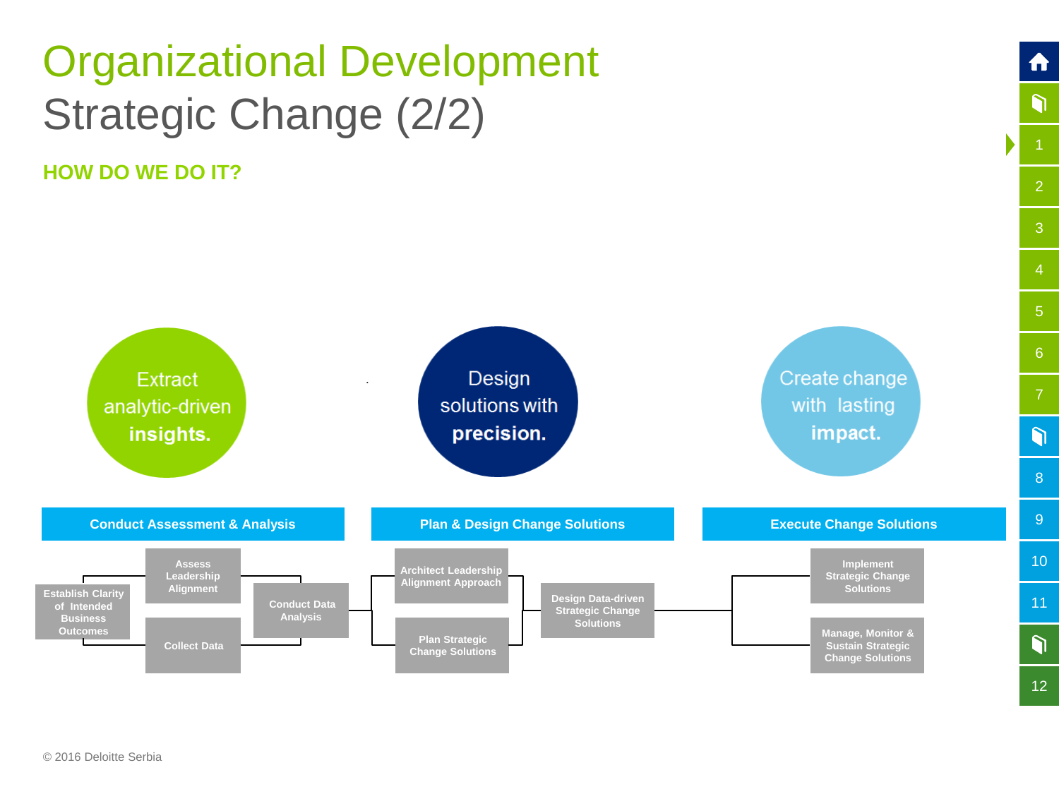# Organizational Development
## Strategic Change (2/2)

### HOW DO WE DO IT?

**Extract analytic-driven insights.**

**Design solutions with precision.**

**Create change with lasting impact.**

**Conduct Assessment & Analysis**

- Establish Clarity of Intended Business Outcomes
- Assess Leadership Alignment
- Collect Data
- Conduct Data Analysis

**Plan & Design Change Solutions**

- Architect Leadership Alignment Approach
- Plan Strategic Change Solutions
- Design Data-driven Strategic Change Solutions

**Execute Change Solutions**

- Implement Strategic Change Solutions
- Manage, Monitor & Sustain Strategic Change Solutions

© 2016 Deloitte Serbia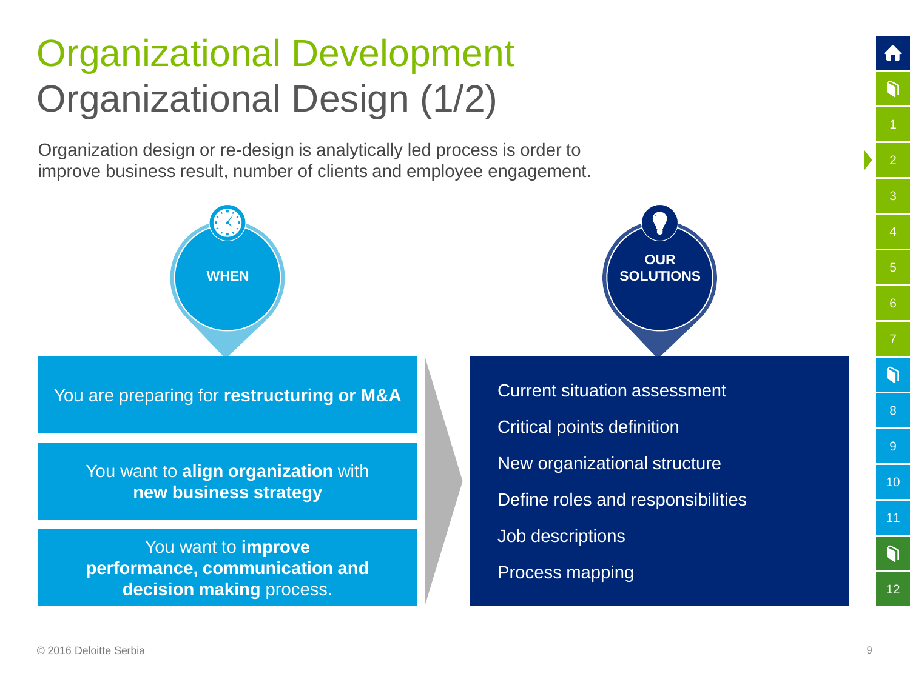# Organizational Development

## Organizational Design (1/2)

Organization design or re-design is analytically led process is order to improve business result, number of clients and employee engagement.

### WHEN

- You are preparing for **restructuring or M&A**
- You want to **align organization** with **new business strategy**
- You want to **improve performance, communication and decision making** process.

### OUR SOLUTIONS

- Current situation assessment
- Critical points definition
- New organizational structure
- Define roles and responsibilities
- Job descriptions
- Process mapping

© 2016 Deloitte Serbia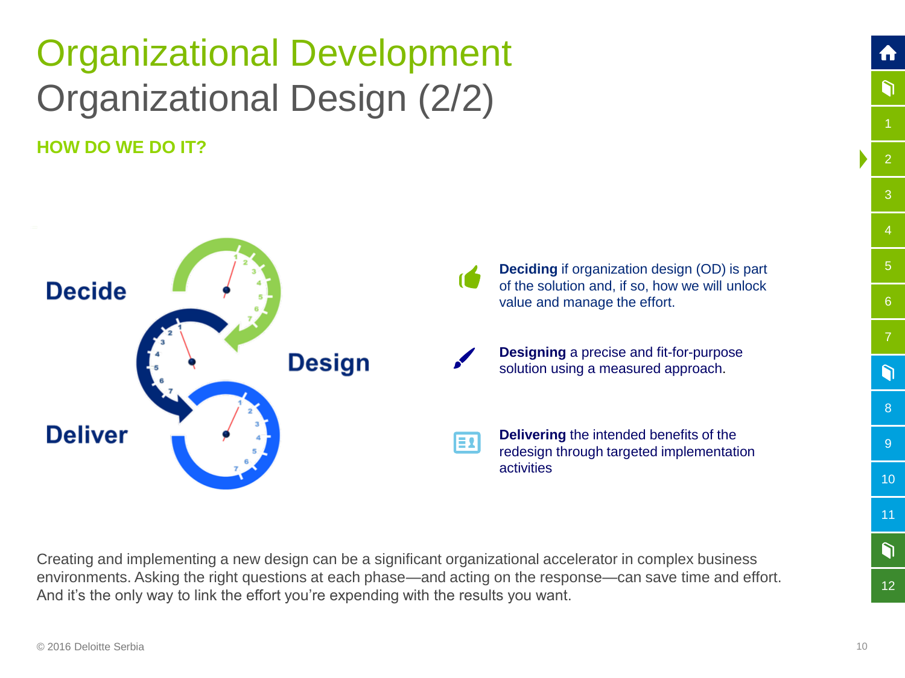# Organizational Development
## Organizational Design (2/2)

### HOW DO WE DO IT?

Decide

Design

Deliver

**Deciding** if organization design (OD) is part of the solution and, if so, how we will unlock value and manage the effort.

**Designing** a precise and fit-for-purpose solution using a measured approach.

**Delivering** the intended benefits of the redesign through targeted implementation activities

Creating and implementing a new design can be a significant organizational accelerator in complex business environments. Asking the right questions at each phase—and acting on the response—can save time and effort. And it's the only way to link the effort you're expending with the results you want.

© 2016 Deloitte Serbia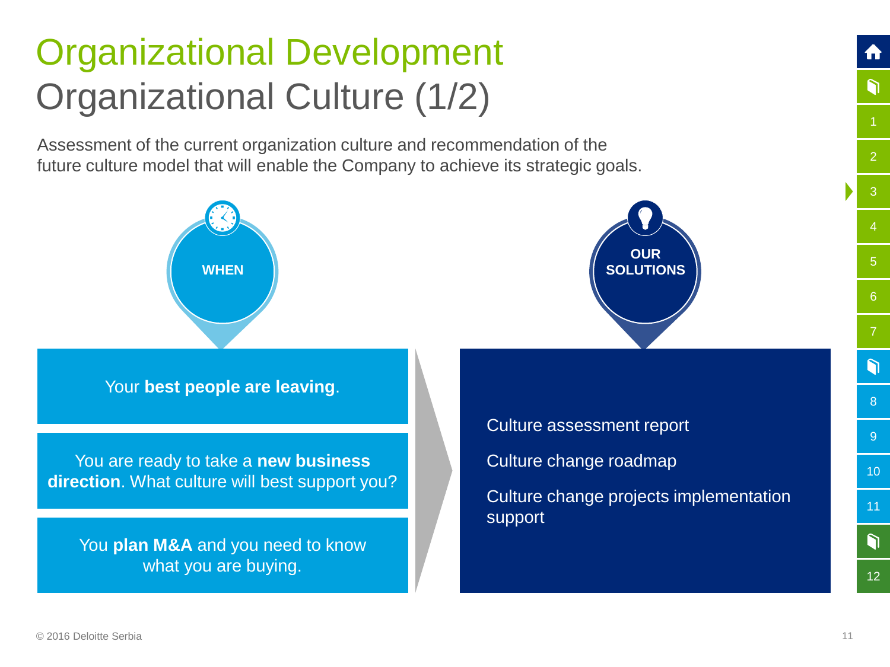# Organizational Development

## Organizational Culture (1/2)

Assessment of the current organization culture and recommendation of the future culture model that will enable the Company to achieve its strategic goals.

### WHEN

- Your **best people are leaving**.
- You are ready to take a **new business direction**. What culture will best support you?
- You **plan M&A** and you need to know what you are buying.

### OUR SOLUTIONS

- Culture assessment report
- Culture change roadmap
- Culture change projects implementation support

© 2016 Deloitte Serbia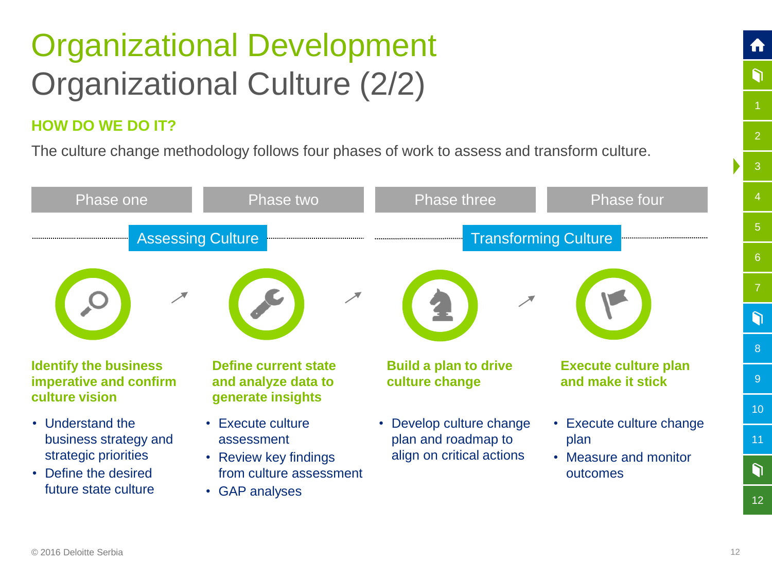# Organizational Development
## Organizational Culture (2/2)

### HOW DO WE DO IT?

The culture change methodology follows four phases of work to assess and transform culture.

| Phase one | Phase two | Phase three | Phase four |
|---|---|---|---|
| Assessing Culture | | Transforming Culture | |
| **Identify the business imperative and confirm culture vision** | **Define current state and analyze data to generate insights** | **Build a plan to drive culture change** | **Execute culture plan and make it stick** |
| • Understand the business strategy and strategic priorities<br>• Define the desired future state culture | • Execute culture assessment<br>• Review key findings from culture assessment<br>• GAP analyses | • Develop culture change plan and roadmap to align on critical actions | • Execute culture change plan<br>• Measure and monitor outcomes |

© 2016 Deloitte Serbia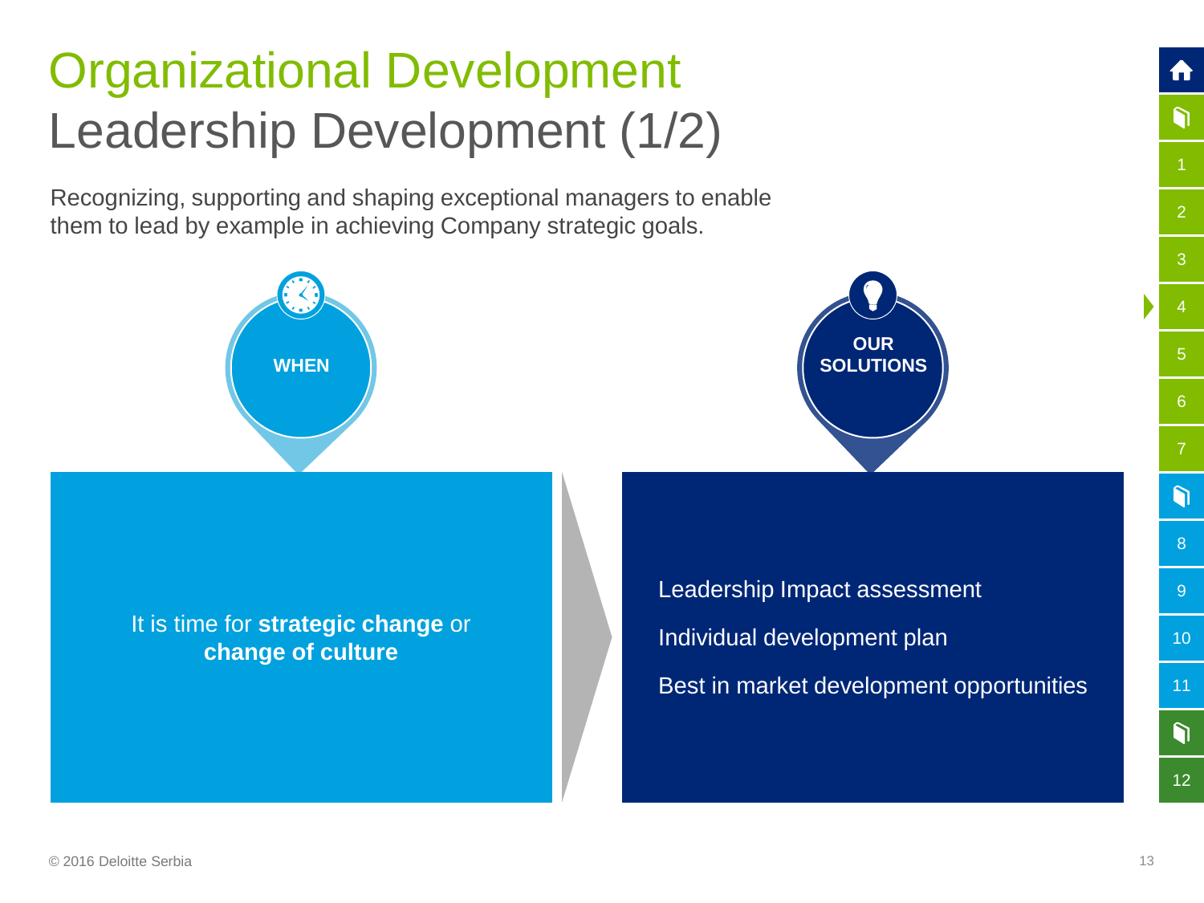# Organizational Development
## Leadership Development (1/2)

Recognizing, supporting and shaping exceptional managers to enable them to lead by example in achieving Company strategic goals.

**WHEN**

It is time for **strategic change** or **change of culture**

**OUR SOLUTIONS**

- Leadership Impact assessment
- Individual development plan
- Best in market development opportunities

© 2016 Deloitte Serbia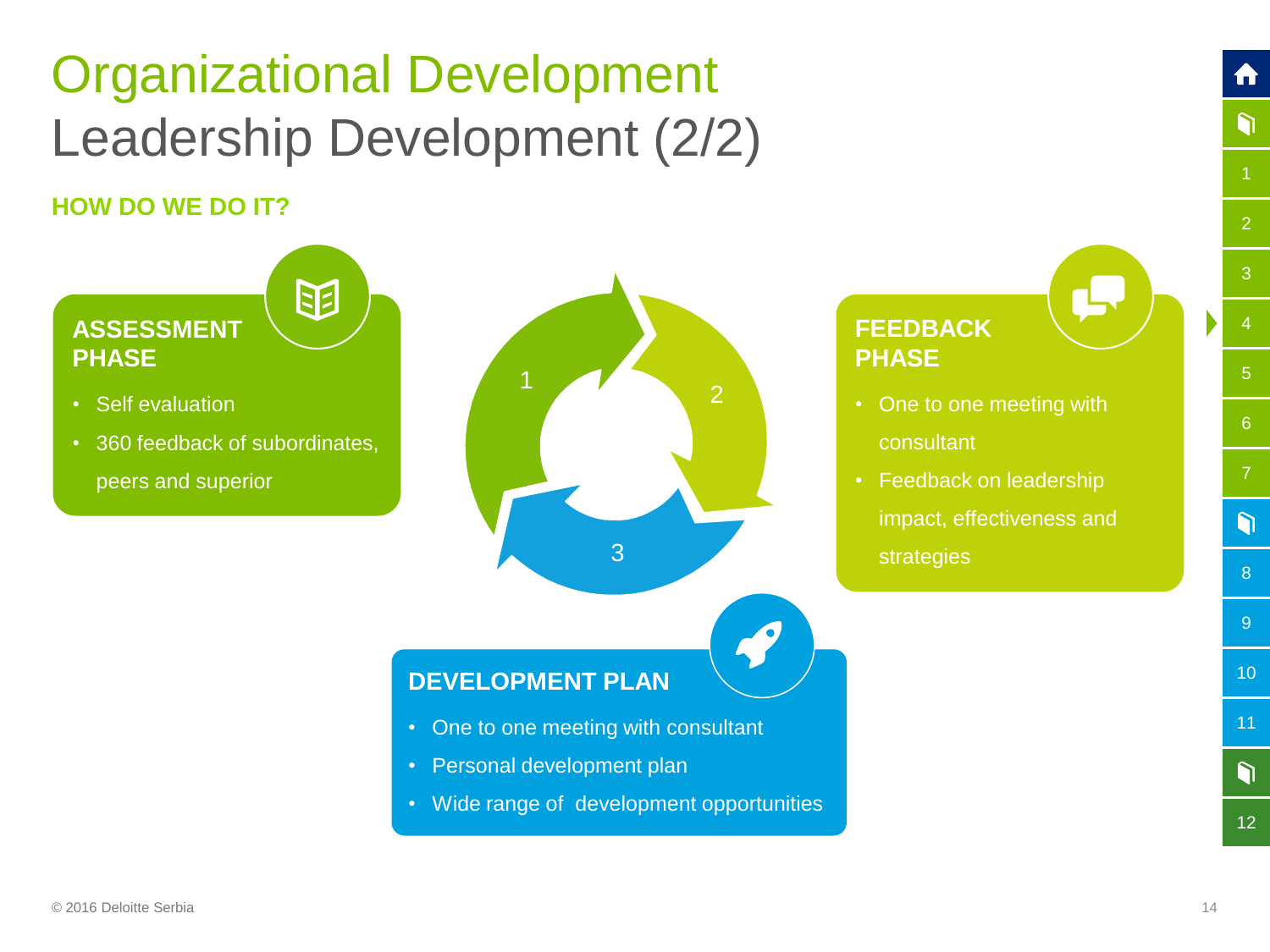# Organizational Development
## Leadership Development (2/2)

### HOW DO WE DO IT?

**ASSESSMENT PHASE**

- Self evaluation
- 360 feedback of subordinates, peers and superior

1 2 3

**FEEDBACK PHASE**

- One to one meeting with consultant
- Feedback on leadership impact, effectiveness and strategies

**DEVELOPMENT PLAN**

- One to one meeting with consultant
- Personal development plan
- Wide range of development opportunities

© 2016 Deloitte Serbia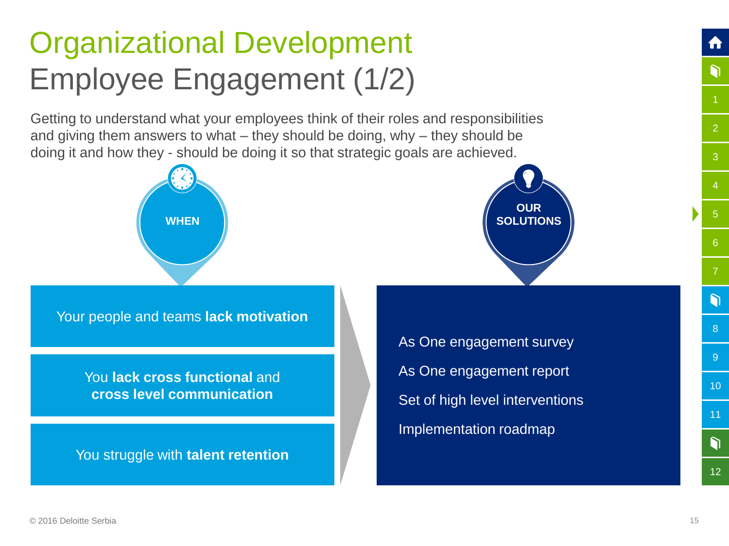# Organizational Development
## Employee Engagement (1/2)

Getting to understand what your employees think of their roles and responsibilities and giving them answers to what – they should be doing, why – they should be doing it and how they - should be doing it so that strategic goals are achieved.

### WHEN

- Your people and teams **lack motivation**
- You **lack cross functional** and **cross level communication**
- You struggle with **talent retention**

### OUR SOLUTIONS

- As One engagement survey
- As One engagement report
- Set of high level interventions
- Implementation roadmap

© 2016 Deloitte Serbia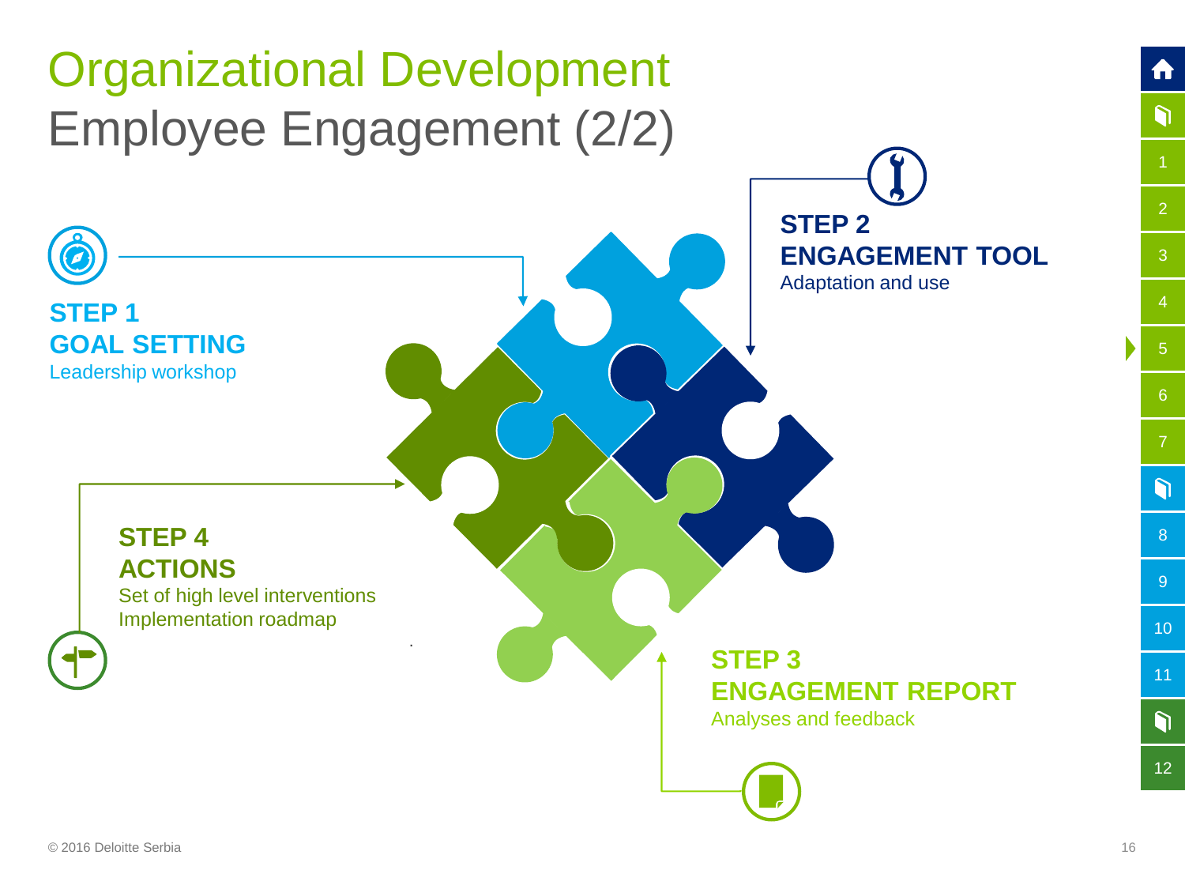# Organizational Development

## Employee Engagement (2/2)

**STEP 1**
**GOAL SETTING**
Leadership workshop

**STEP 2**
**ENGAGEMENT TOOL**
Adaptation and use

**STEP 3**
**ENGAGEMENT REPORT**
Analyses and feedback

**STEP 4**
**ACTIONS**
Set of high level interventions
Implementation roadmap

© 2016 Deloitte Serbia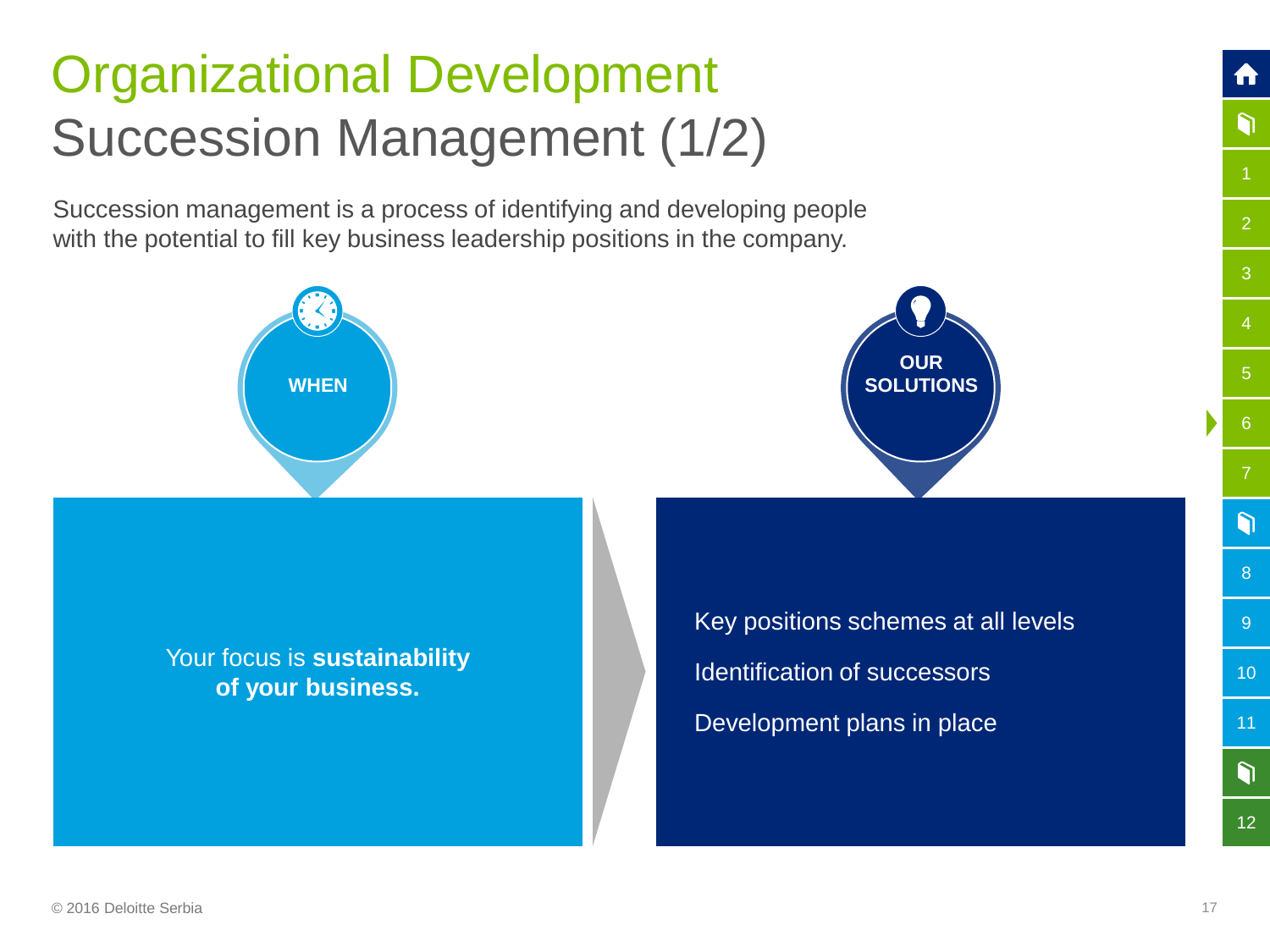# Organizational Development

## Succession Management (1/2)

Succession management is a process of identifying and developing people with the potential to fill key business leadership positions in the company.

**WHEN**

Your focus is **sustainability of your business.**

**OUR SOLUTIONS**

- Key positions schemes at all levels
- Identification of successors
- Development plans in place

© 2016 Deloitte Serbia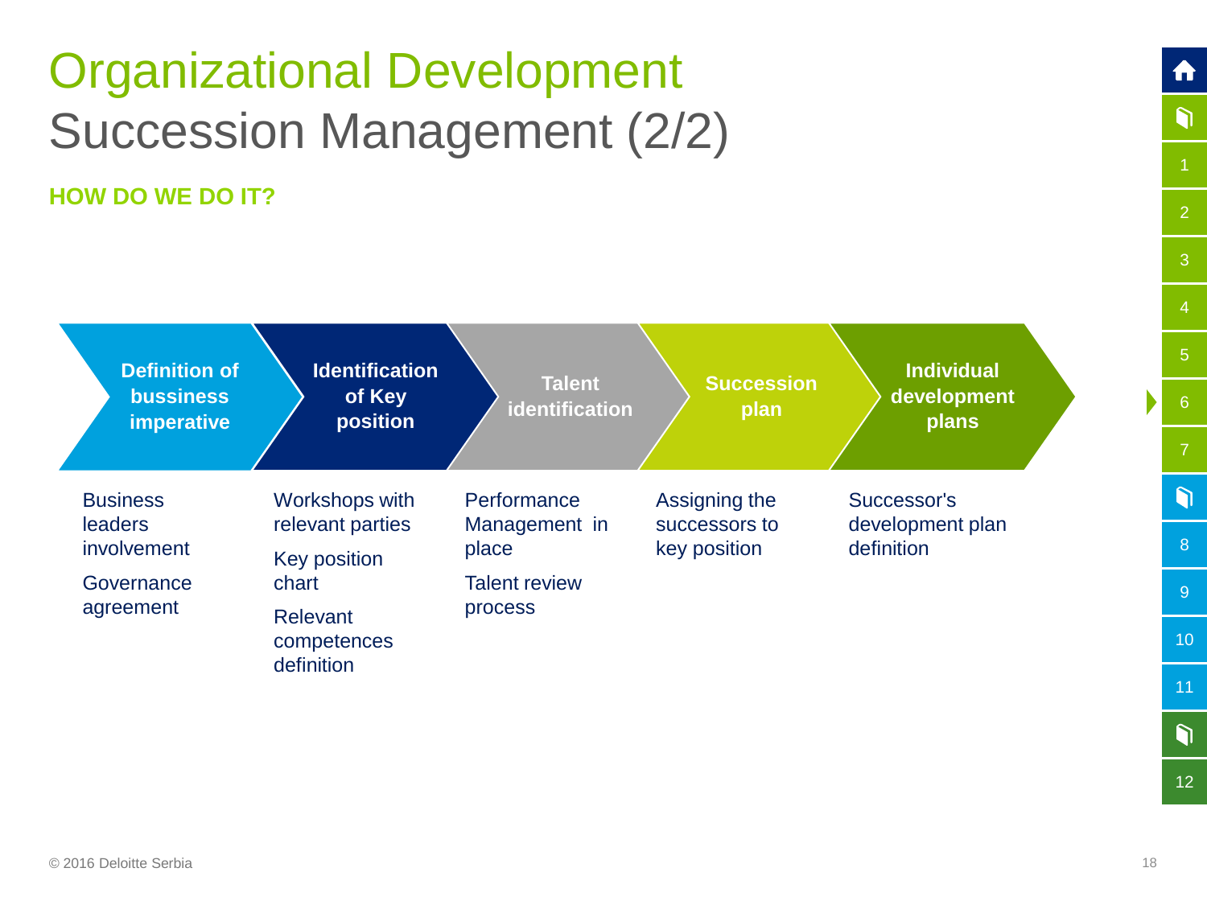# Organizational Development

## Succession Management (2/2)

### HOW DO WE DO IT?

| Definition of bussiness imperative | Identification of Key position | Talent identification | Succession plan | Individual development plans |
|---|---|---|---|---|
| Business leaders involvement<br><br>Governance agreement | Workshops with relevant parties<br><br>Key position chart<br><br>Relevant competences definition | Performance Management in place<br><br>Talent review process | Assigning the successors to key position | Successor's development plan definition |

© 2016 Deloitte Serbia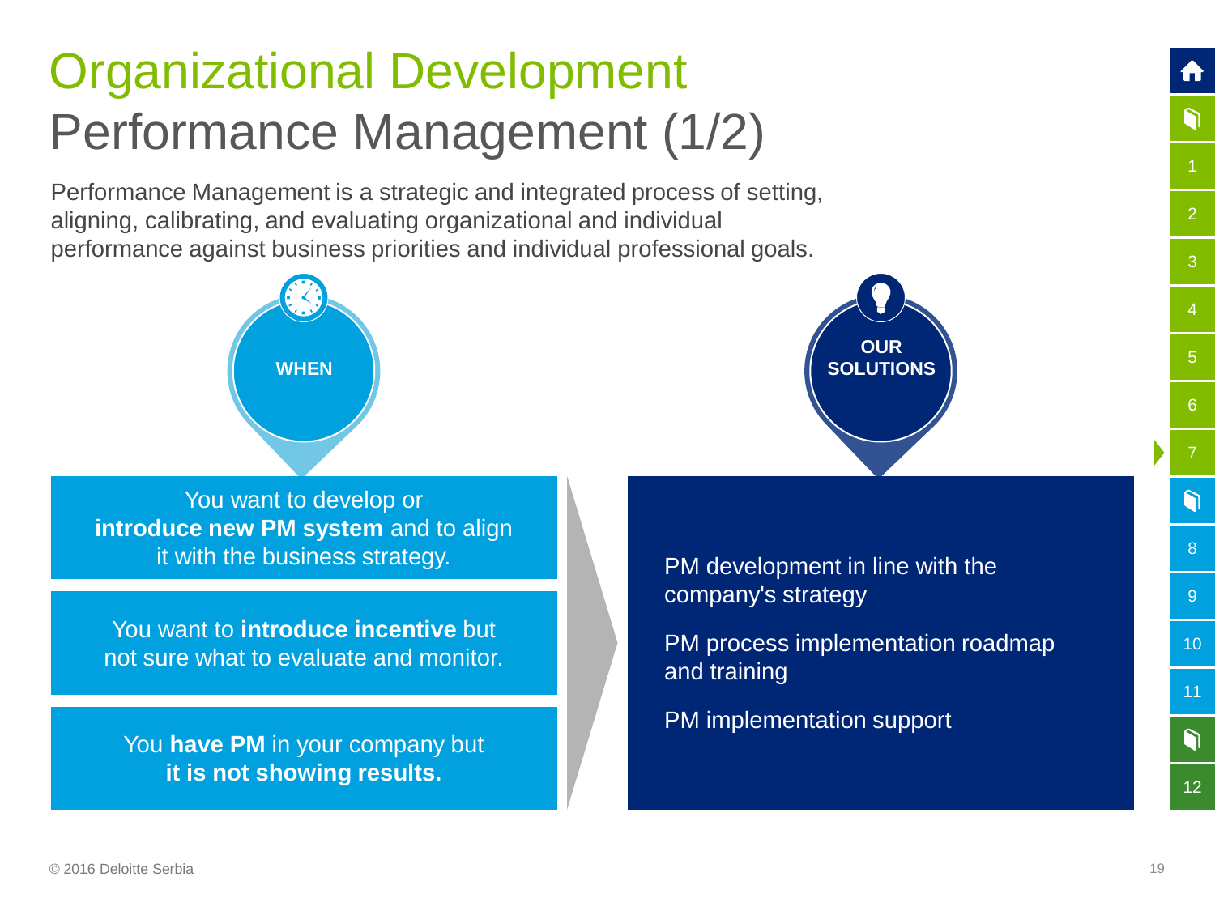# Organizational Development

## Performance Management (1/2)

Performance Management is a strategic and integrated process of setting, aligning, calibrating, and evaluating organizational and individual performance against business priorities and individual professional goals.

### WHEN

- You want to develop or **introduce new PM system** and to align it with the business strategy.
- You want to **introduce incentive** but not sure what to evaluate and monitor.
- You **have PM** in your company but **it is not showing results.**

### OUR SOLUTIONS

- PM development in line with the company's strategy
- PM process implementation roadmap and training
- PM implementation support

© 2016 Deloitte Serbia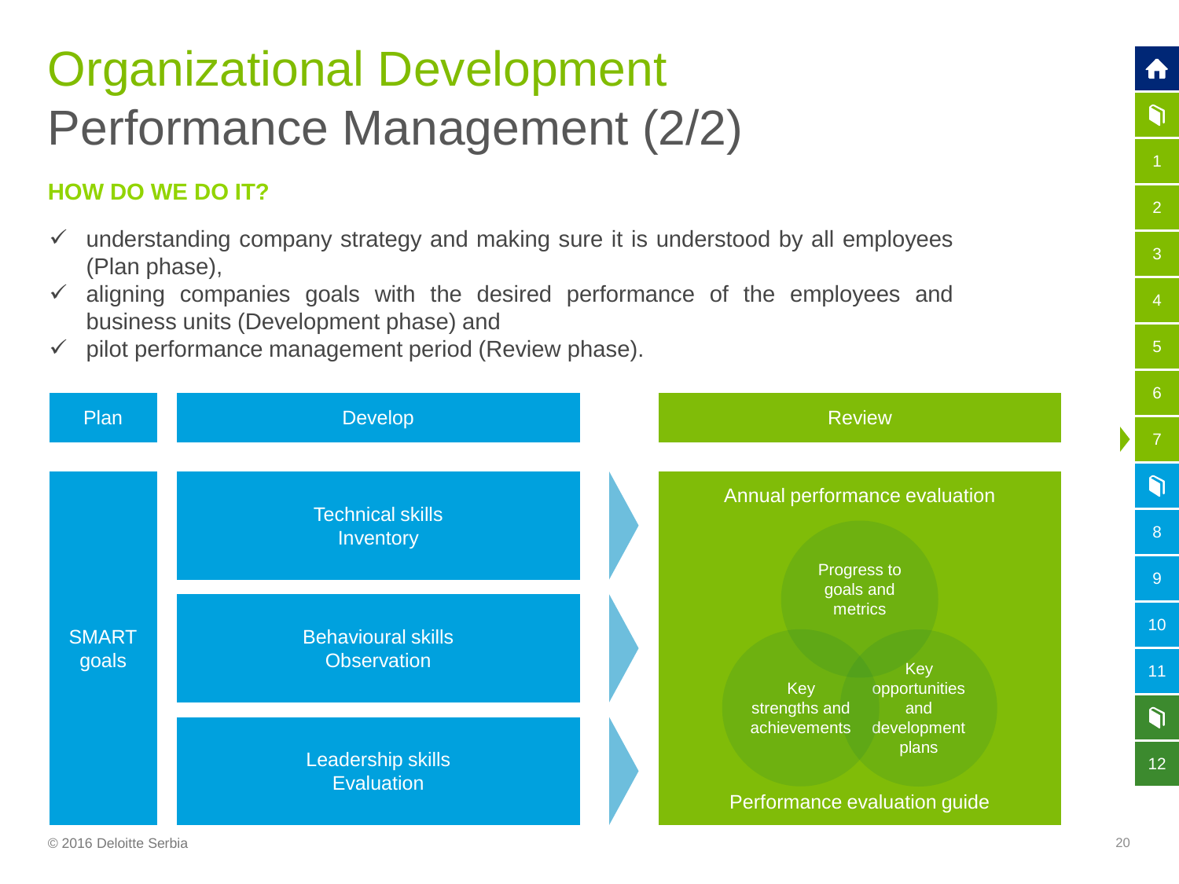# Organizational Development
## Performance Management (2/2)

### HOW DO WE DO IT?

- ✓ understanding company strategy and making sure it is understood by all employees (Plan phase),
- ✓ aligning companies goals with the desired performance of the employees and business units (Development phase) and
- ✓ pilot performance management period (Review phase).

| Plan | Develop | Review |
|---|---|---|
| SMART goals | Technical skills Inventory | Annual performance evaluation |
| | Behavioural skills Observation | Progress to goals and metrics; Key strengths and achievements; Key opportunities and development plans |
| | Leadership skills Evaluation | Performance evaluation guide |

© 2016 Deloitte Serbia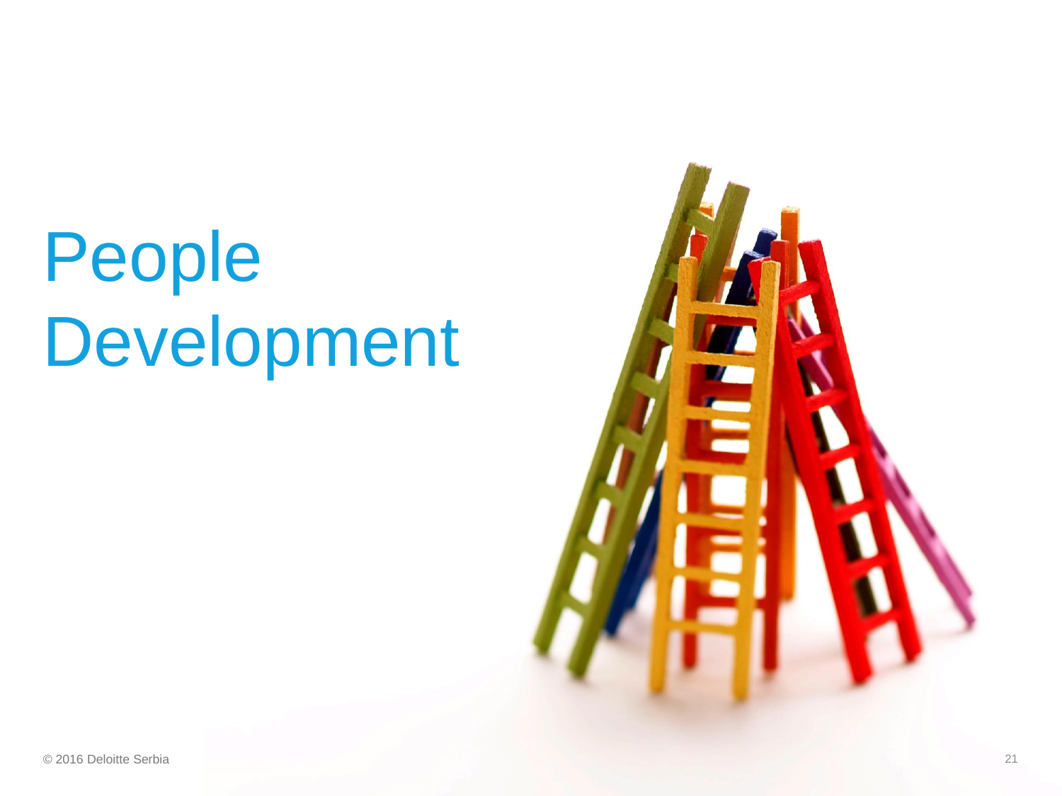# People Development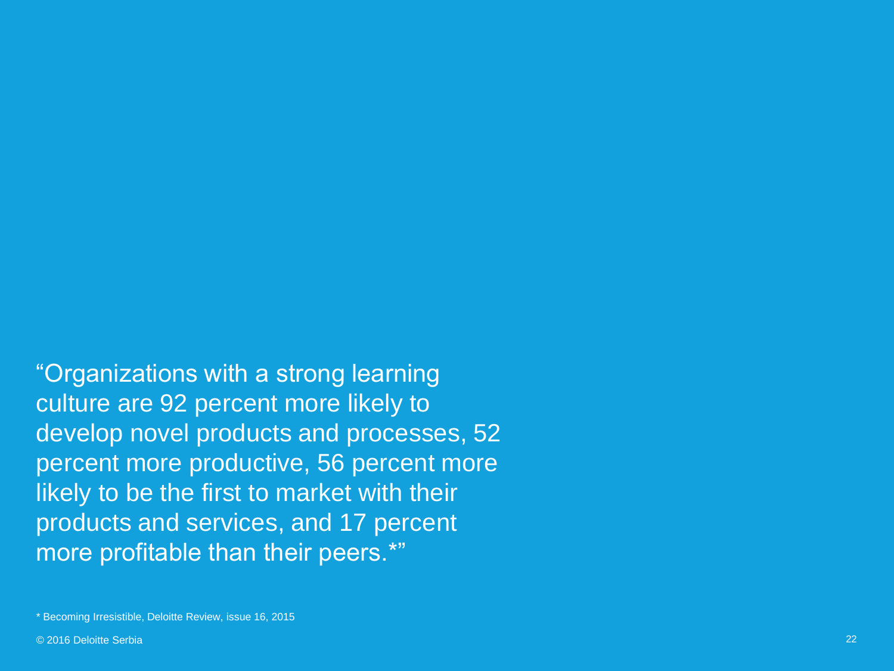"Organizations with a strong learning culture are 92 percent more likely to develop novel products and processes, 52 percent more productive, 56 percent more likely to be the first to market with their products and services, and 17 percent more profitable than their peers.*"

* Becoming Irresistible, Deloitte Review, issue 16, 2015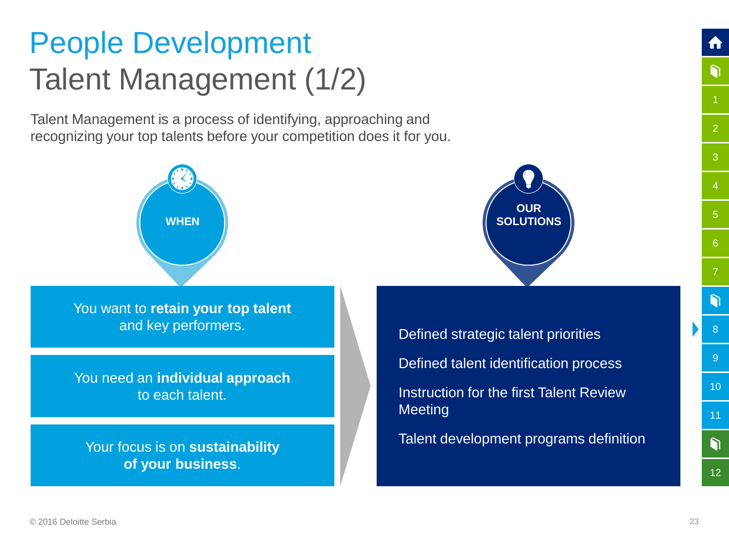# People Development

## Talent Management (1/2)

Talent Management is a process of identifying, approaching and recognizing your top talents before your competition does it for you.

### WHEN

- You want to **retain your top talent** and key performers.
- You need an **individual approach** to each talent.
- Your focus is on **sustainability of your business**.

### OUR SOLUTIONS

- Defined strategic talent priorities
- Defined talent identification process
- Instruction for the first Talent Review Meeting
- Talent development programs definition

© 2016 Deloitte Serbia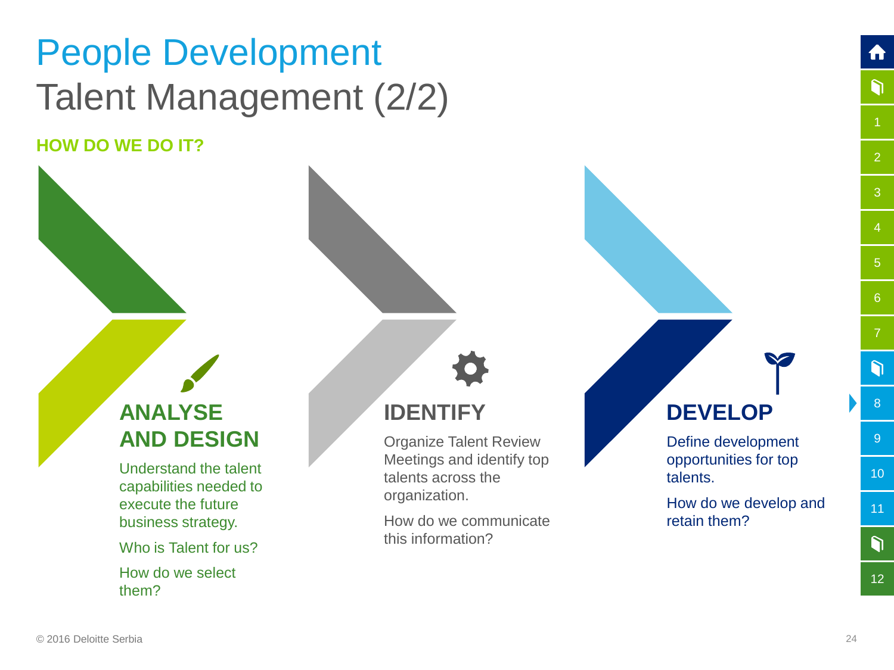# People Development

## Talent Management (2/2)

### HOW DO WE DO IT?

### ANALYSE AND DESIGN

Understand the talent capabilities needed to execute the future business strategy.

Who is Talent for us?

How do we select them?

### IDENTIFY

Organize Talent Review Meetings and identify top talents across the organization.

How do we communicate this information?

### DEVELOP

Define development opportunities for top talents.

How do we develop and retain them?

© 2016 Deloitte Serbia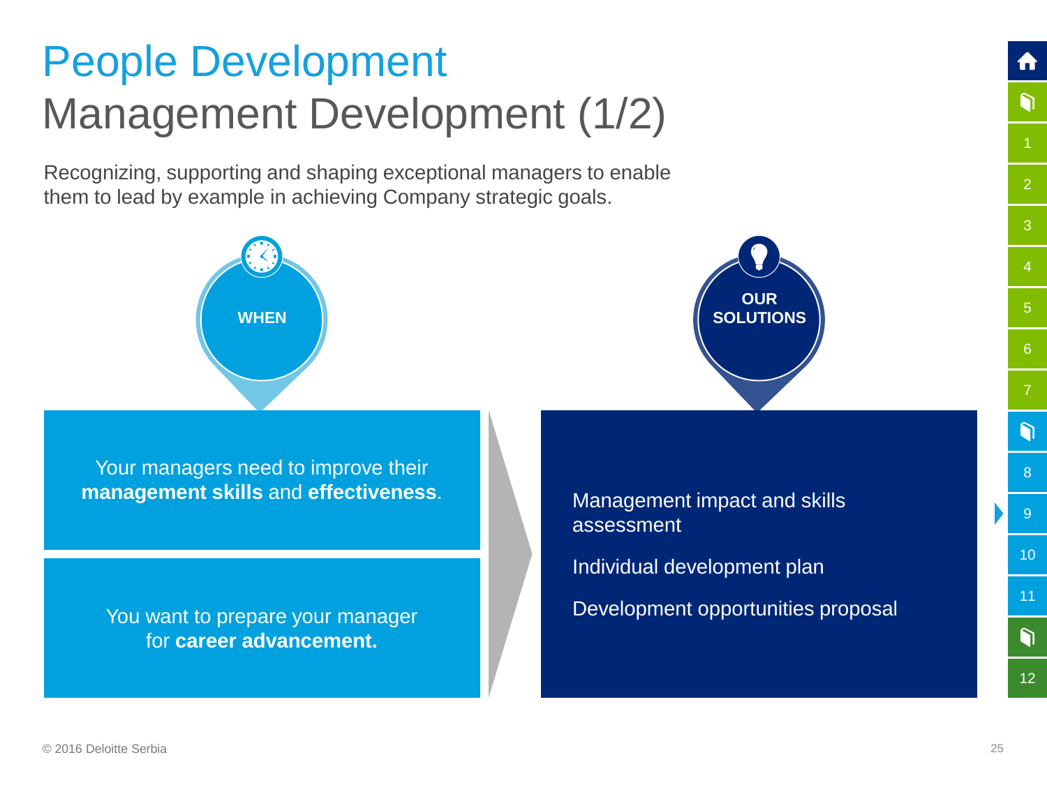# People Development

## Management Development (1/2)

Recognizing, supporting and shaping exceptional managers to enable them to lead by example in achieving Company strategic goals.

### WHEN

Your managers need to improve their **management skills** and **effectiveness**.

You want to prepare your manager for **career advancement.**

### OUR SOLUTIONS

Management impact and skills assessment

Individual development plan

Development opportunities proposal

© 2016 Deloitte Serbia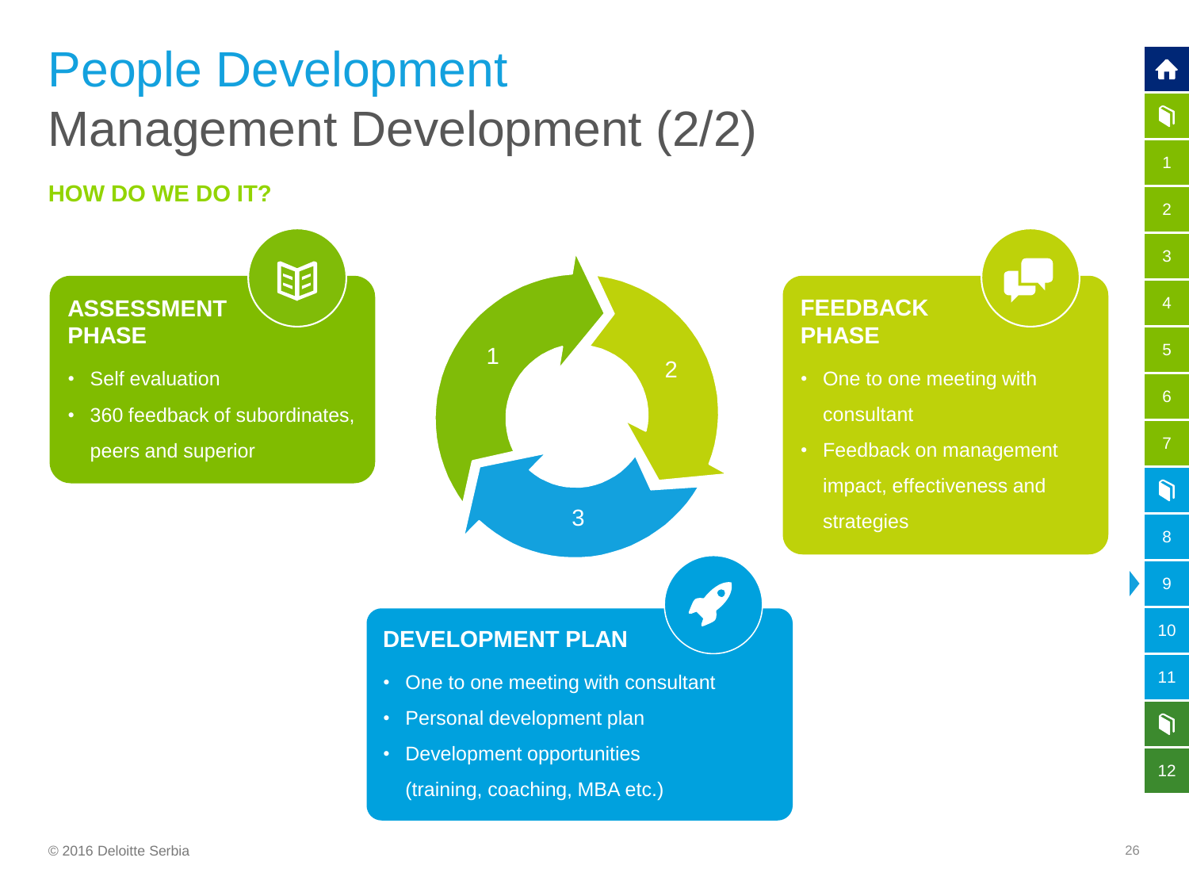# People Development

## Management Development (2/2)

**HOW DO WE DO IT?**

### ASSESSMENT PHASE

- Self evaluation
- 360 feedback of subordinates, peers and superior

### FEEDBACK PHASE

- One to one meeting with consultant
- Feedback on management impact, effectiveness and strategies

### DEVELOPMENT PLAN

- One to one meeting with consultant
- Personal development plan
- Development opportunities (training, coaching, MBA etc.)

© 2016 Deloitte Serbia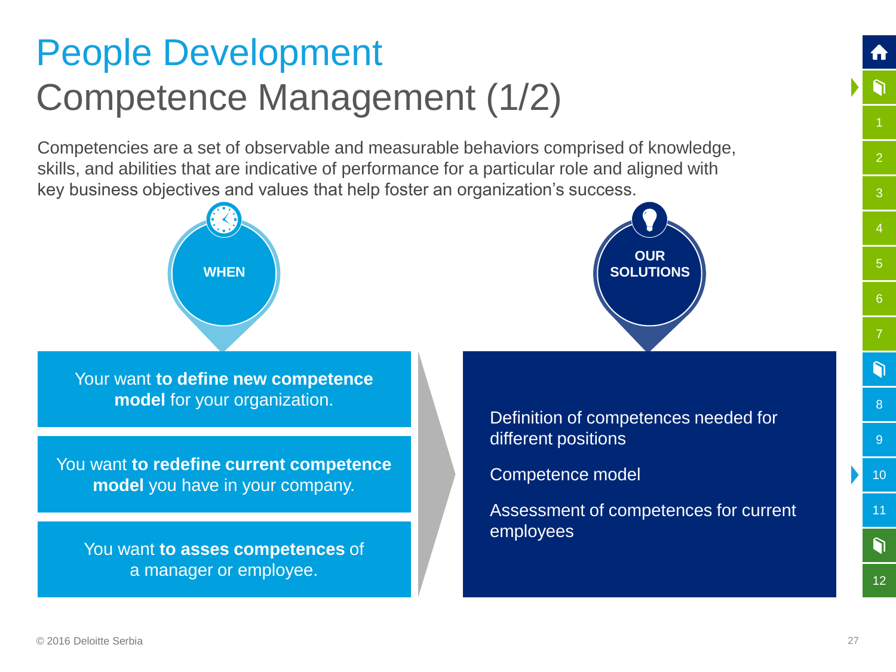# People Development

## Competence Management (1/2)

Competencies are a set of observable and measurable behaviors comprised of knowledge, skills, and abilities that are indicative of performance for a particular role and aligned with key business objectives and values that help foster an organization's success.

### WHEN

- Your want **to define new competence model** for your organization.
- You want **to redefine current competence model** you have in your company.
- You want **to asses competences** of a manager or employee.

### OUR SOLUTIONS

- Definition of competences needed for different positions
- Competence model
- Assessment of competences for current employees

© 2016 Deloitte Serbia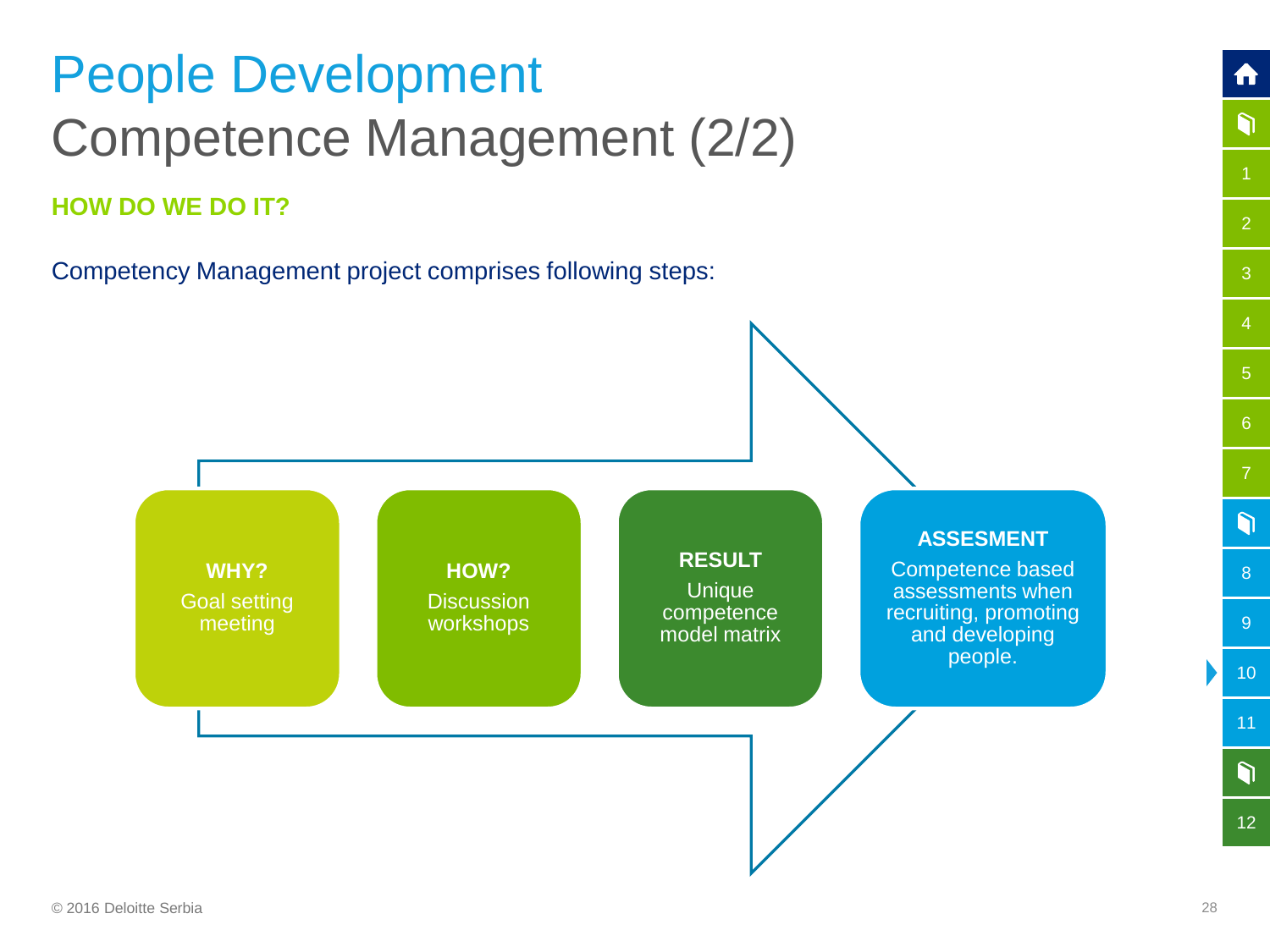# People Development

## Competence Management (2/2)

**HOW DO WE DO IT?**

Competency Management project comprises following steps:

- **WHY?** Goal setting meeting
- **HOW?** Discussion workshops
- **RESULT** Unique competence model matrix
- **ASSESMENT** Competence based assessments when recruiting, promoting and developing people.

© 2016 Deloitte Serbia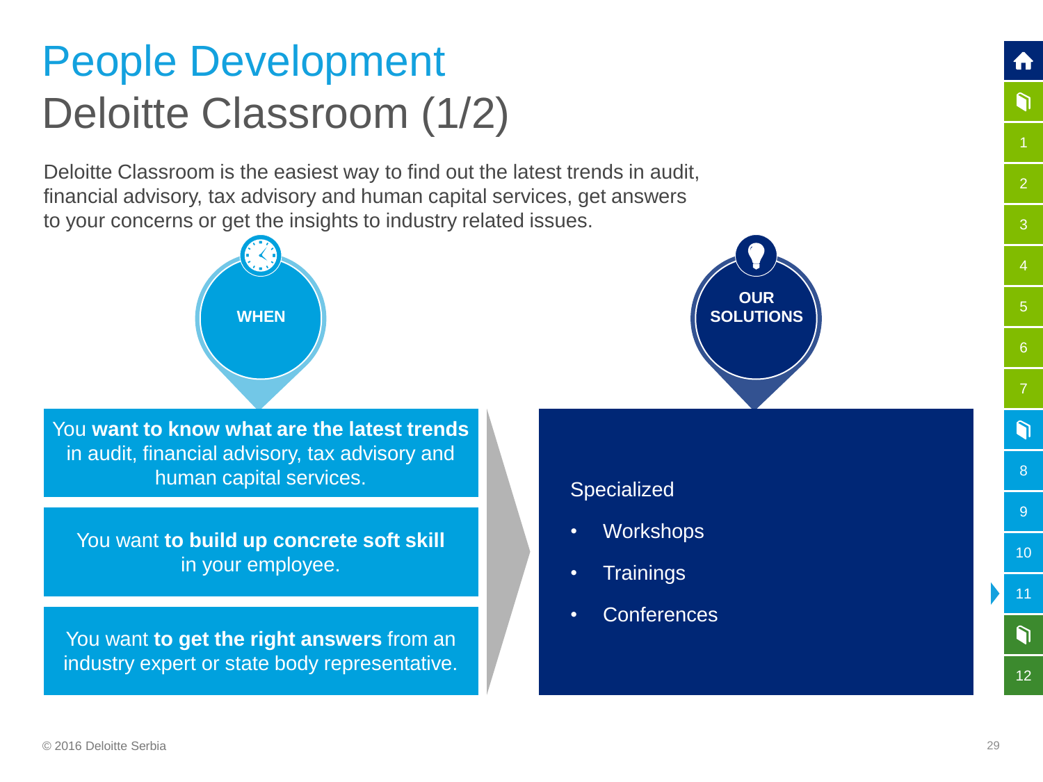# People Development

## Deloitte Classroom (1/2)

Deloitte Classroom is the easiest way to find out the latest trends in audit, financial advisory, tax advisory and human capital services, get answers to your concerns or get the insights to industry related issues.

### WHEN

You **want to know what are the latest trends** in audit, financial advisory, tax advisory and human capital services.

You want **to build up concrete soft skill** in your employee.

You want **to get the right answers** from an industry expert or state body representative.

### OUR SOLUTIONS

Specialized

- Workshops
- Trainings
- Conferences

© 2016 Deloitte Serbia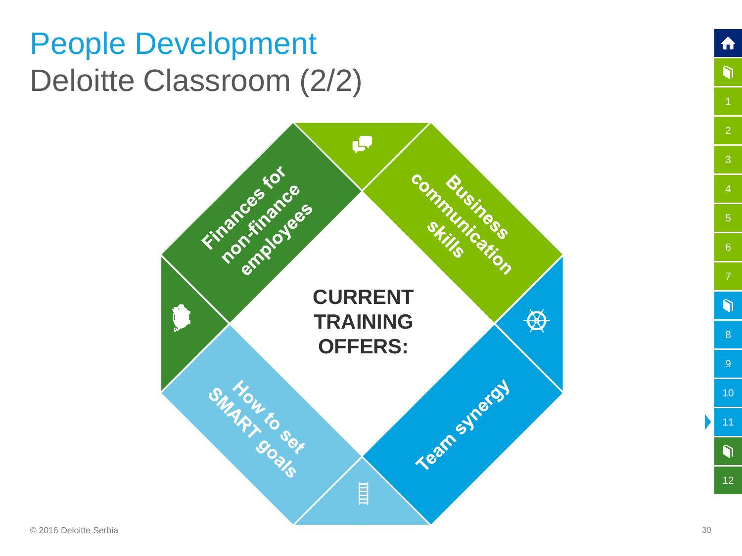# People Development

## Deloitte Classroom (2/2)

**CURRENT TRAINING OFFERS:**

- Finances for non-finance employees
- Business communication skills
- How to set SMART goals
- Team synergy

© 2016 Deloitte Serbia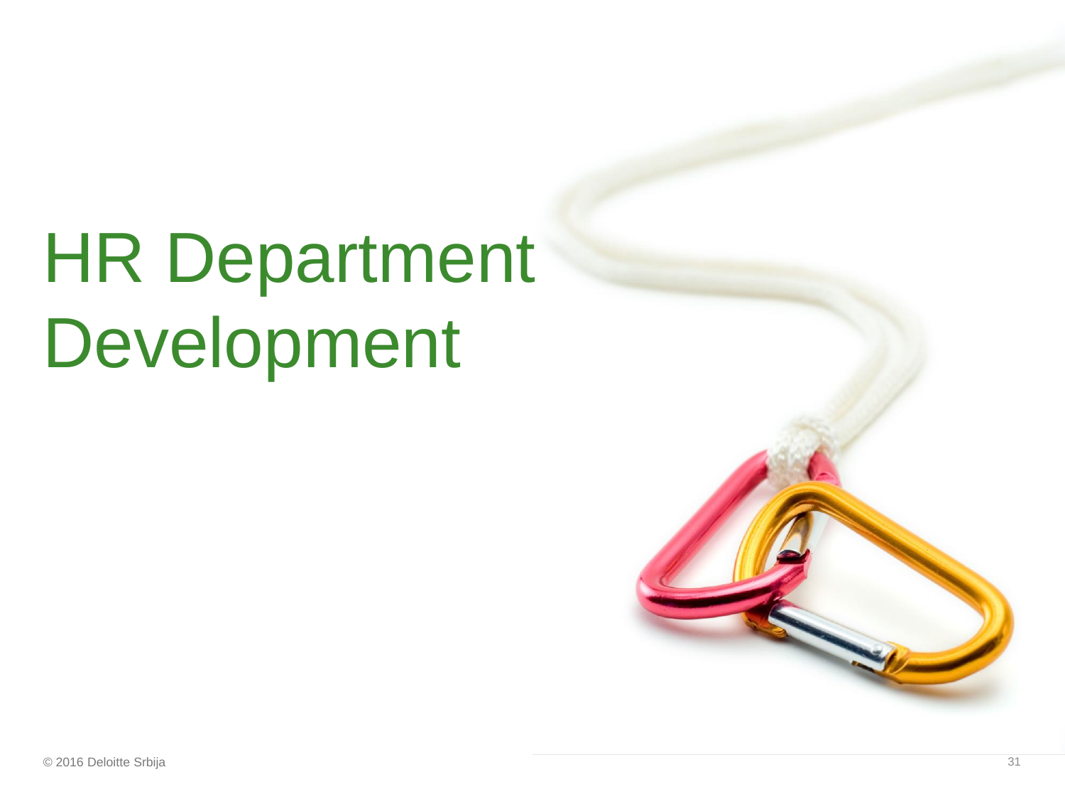# HR Department Development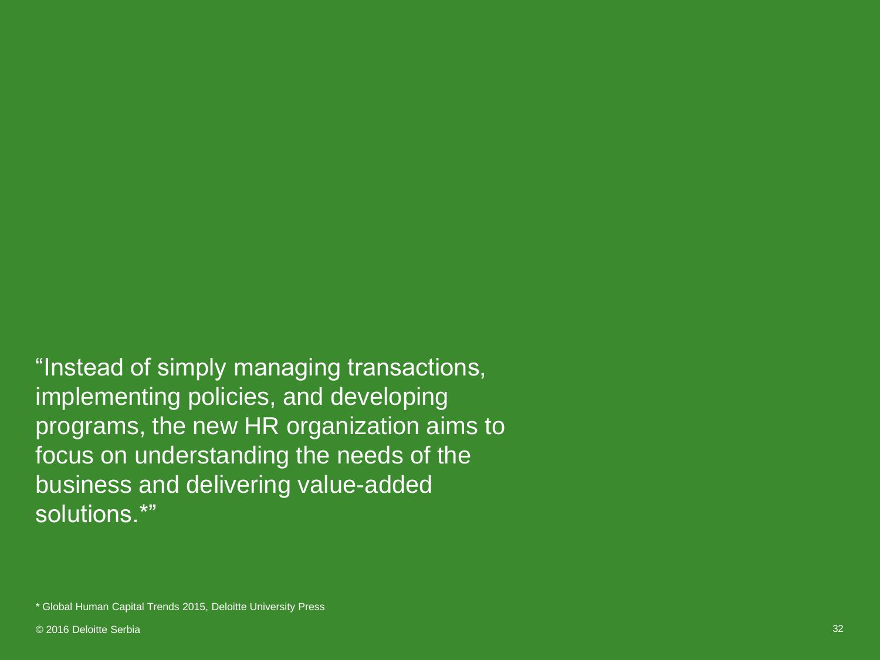"Instead of simply managing transactions, implementing policies, and developing programs, the new HR organization aims to focus on understanding the needs of the business and delivering value-added solutions.*"

* Global Human Capital Trends 2015, Deloitte University Press

© 2016 Deloitte Serbia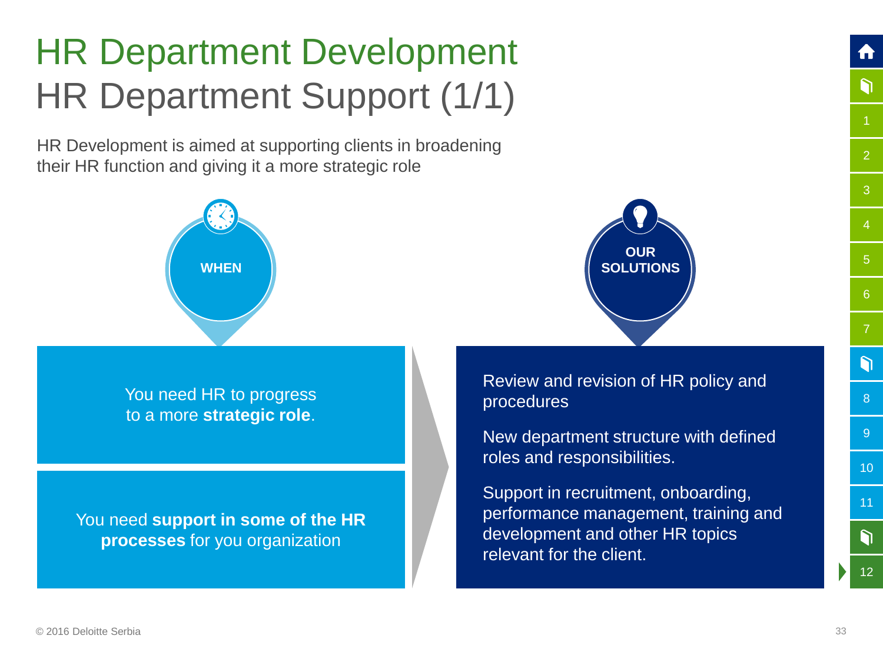# HR Department Development

## HR Department Support (1/1)

HR Development is aimed at supporting clients in broadening their HR function and giving it a more strategic role

### WHEN

You need HR to progress to a more **strategic role**.

You need **support in some of the HR processes** for you organization

### OUR SOLUTIONS

Review and revision of HR policy and procedures

New department structure with defined roles and responsibilities.

Support in recruitment, onboarding, performance management, training and development and other HR topics relevant for the client.

© 2016 Deloitte Serbia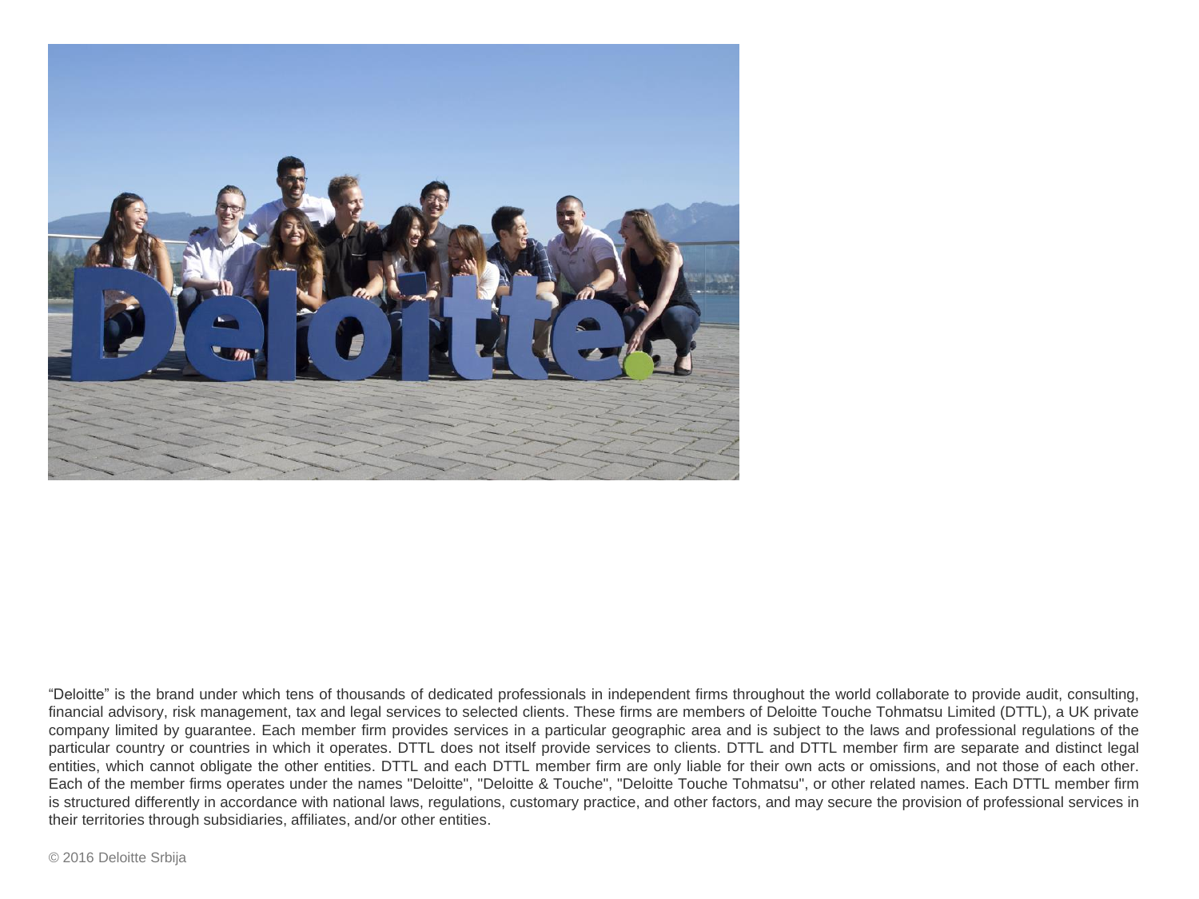"Deloitte" is the brand under which tens of thousands of dedicated professionals in independent firms throughout the world collaborate to provide audit, consulting, financial advisory, risk management, tax and legal services to selected clients. These firms are members of Deloitte Touche Tohmatsu Limited (DTTL), a UK private company limited by guarantee. Each member firm provides services in a particular geographic area and is subject to the laws and professional regulations of the particular country or countries in which it operates. DTTL does not itself provide services to clients. DTTL and DTTL member firm are separate and distinct legal entities, which cannot obligate the other entities. DTTL and each DTTL member firm are only liable for their own acts or omissions, and not those of each other. Each of the member firms operates under the names "Deloitte", "Deloitte & Touche", "Deloitte Touche Tohmatsu", or other related names. Each DTTL member firm is structured differently in accordance with national laws, regulations, customary practice, and other factors, and may secure the provision of professional services in their territories through subsidiaries, affiliates, and/or other entities.

© 2016 Deloitte Srbija